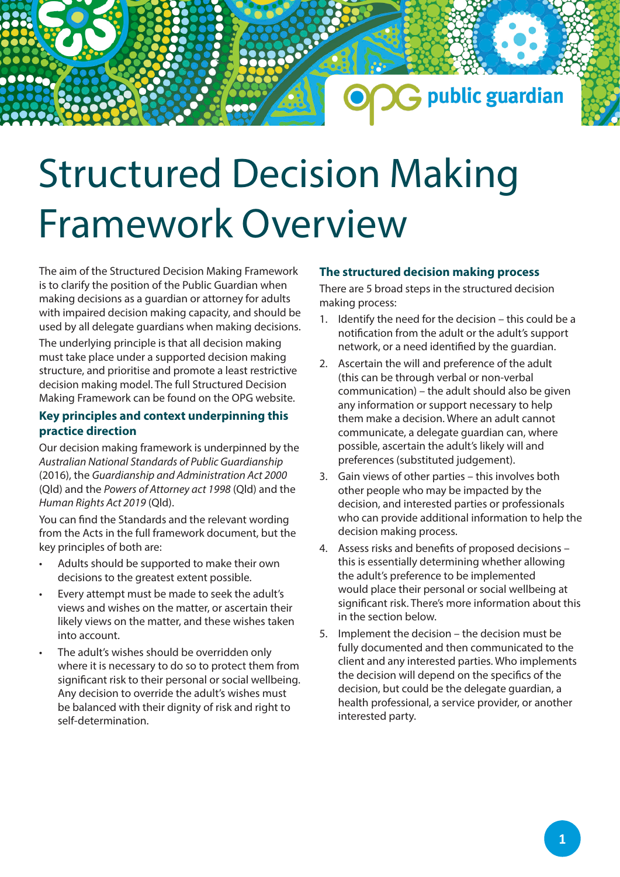# Structured Decision Making Framework Overview

The aim of the Structured Decision Making Framework is to clarify the position of the Public Guardian when making decisions as a guardian or attorney for adults with impaired decision making capacity, and should be used by all delegate guardians when making decisions.

The underlying principle is that all decision making must take place under a supported decision making structure, and prioritise and promote a least restrictive decision making model. The full Structured Decision Making Framework can be found on the OPG website.

## Key principles and context underpinning this practice direction

Our decision making framework is underpinned by the *Australian National Standards of Public Guardianship* (2016), the *Guardianship and Administration Act 2000* (Qld) and the *Powers of Attorney act 1998* (Qld) and the *Human Rights Act 2019* (Qld).

You can find the Standards and the relevant wording from the Acts in the full framework document, but the key principles of both are:

- Adults should be supported to make their own decisions to the greatest extent possible.
- Every attempt must be made to seek the adult's views and wishes on the matter, or ascertain their likely views on the matter, and these wishes taken into account.
- The adult's wishes should be overridden only where it is necessary to do so to protect them from significant risk to their personal or social wellbeing. Any decision to override the adult's wishes must be balanced with their dignity of risk and right to self-determination.

## The structured decision making process

There are 5 broad steps in the structured decision making process:

1. Identify the need for the decision – this could be a notification from the adult or the adult's support network, or a need identified by the guardian.
2. Ascertain the will and preference of the adult (this can be through verbal or non-verbal communication) – the adult should also be given any information or support necessary to help them make a decision. Where an adult cannot communicate, a delegate guardian can, where possible, ascertain the adult's likely will and preferences (substituted judgement).
3. Gain views of other parties – this involves both other people who may be impacted by the decision, and interested parties or professionals who can provide additional information to help the decision making process.
4. Assess risks and benefits of proposed decisions – this is essentially determining whether allowing the adult's preference to be implemented would place their personal or social wellbeing at significant risk. There's more information about this in the section below.
5. Implement the decision – the decision must be fully documented and then communicated to the client and any interested parties. Who implements the decision will depend on the specifics of the decision, but could be the delegate guardian, a health professional, a service provider, or another interested party.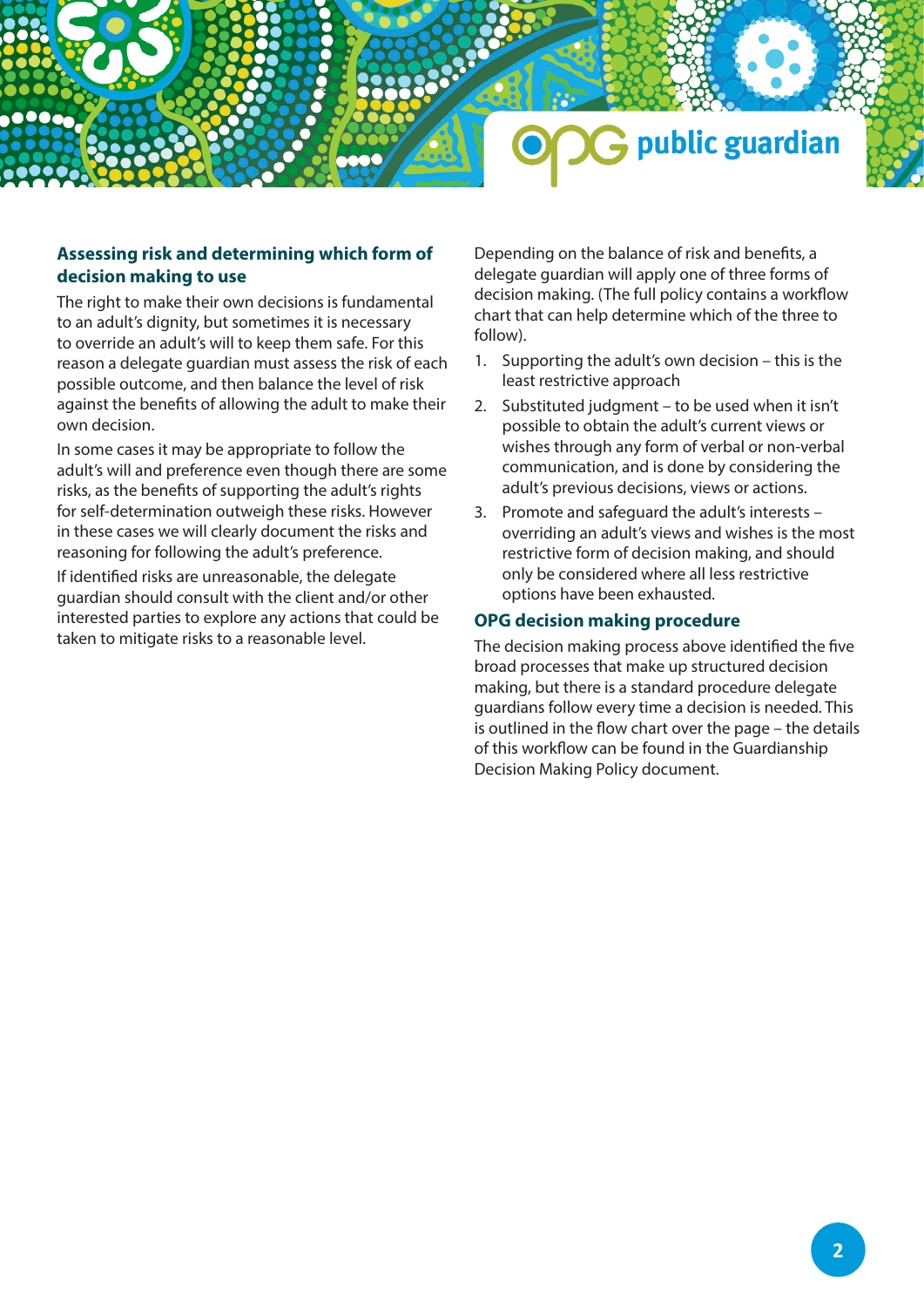## Assessing risk and determining which form of decision making to use

The right to make their own decisions is fundamental to an adult's dignity, but sometimes it is necessary to override an adult's will to keep them safe. For this reason a delegate guardian must assess the risk of each possible outcome, and then balance the level of risk against the benefits of allowing the adult to make their own decision.

In some cases it may be appropriate to follow the adult's will and preference even though there are some risks, as the benefits of supporting the adult's rights for self-determination outweigh these risks. However in these cases we will clearly document the risks and reasoning for following the adult's preference.

If identified risks are unreasonable, the delegate guardian should consult with the client and/or other interested parties to explore any actions that could be taken to mitigate risks to a reasonable level.

Depending on the balance of risk and benefits, a delegate guardian will apply one of three forms of decision making. (The full policy contains a workflow chart that can help determine which of the three to follow).

1. Supporting the adult's own decision – this is the least restrictive approach
2. Substituted judgment – to be used when it isn't possible to obtain the adult's current views or wishes through any form of verbal or non-verbal communication, and is done by considering the adult's previous decisions, views or actions.
3. Promote and safeguard the adult's interests – overriding an adult's views and wishes is the most restrictive form of decision making, and should only be considered where all less restrictive options have been exhausted.

## OPG decision making procedure

The decision making process above identified the five broad processes that make up structured decision making, but there is a standard procedure delegate guardians follow every time a decision is needed. This is outlined in the flow chart over the page – the details of this workflow can be found in the Guardianship Decision Making Policy document.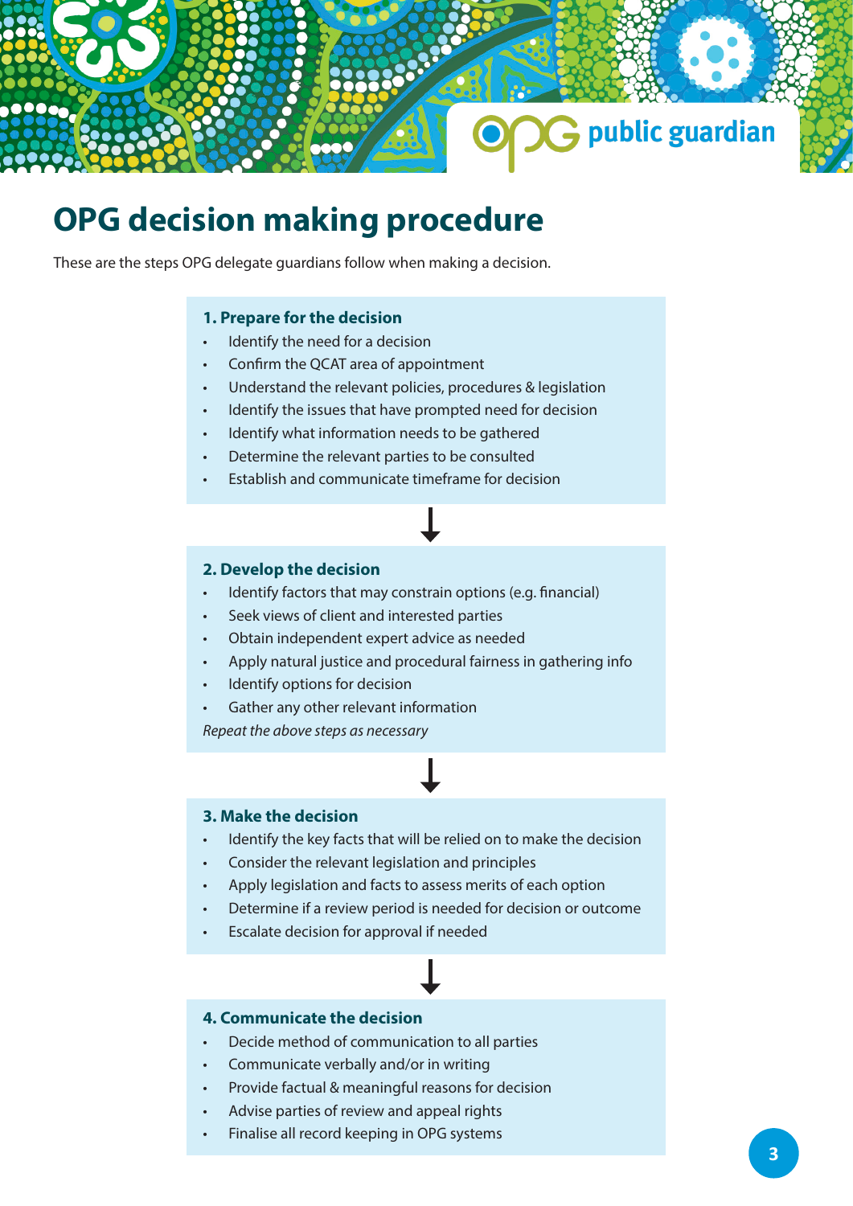# OPG decision making procedure

These are the steps OPG delegate guardians follow when making a decision.

### 1. Prepare for the decision

- Identify the need for a decision
- Confirm the QCAT area of appointment
- Understand the relevant policies, procedures & legislation
- Identify the issues that have prompted need for decision
- Identify what information needs to be gathered
- Determine the relevant parties to be consulted
- Establish and communicate timeframe for decision

↓

### 2. Develop the decision

- Identify factors that may constrain options (e.g. financial)
- Seek views of client and interested parties
- Obtain independent expert advice as needed
- Apply natural justice and procedural fairness in gathering info
- Identify options for decision
- Gather any other relevant information

*Repeat the above steps as necessary*

↓

### 3. Make the decision

- Identify the key facts that will be relied on to make the decision
- Consider the relevant legislation and principles
- Apply legislation and facts to assess merits of each option
- Determine if a review period is needed for decision or outcome
- Escalate decision for approval if needed

↓

### 4. Communicate the decision

- Decide method of communication to all parties
- Communicate verbally and/or in writing
- Provide factual & meaningful reasons for decision
- Advise parties of review and appeal rights
- Finalise all record keeping in OPG systems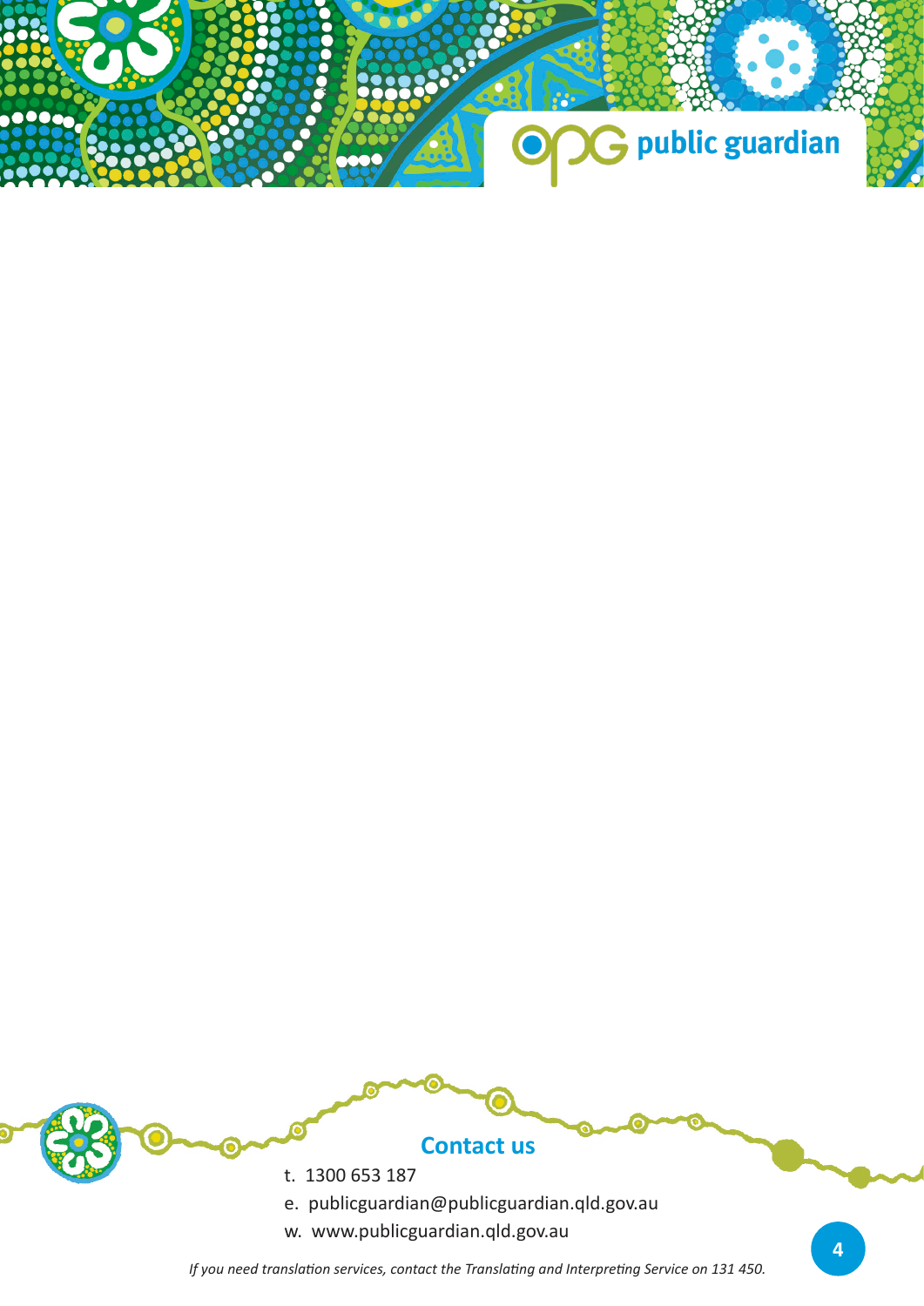## Contact us

t. 1300 653 187

e. publicguardian@publicguardian.qld.gov.au

w. www.publicguardian.qld.gov.au

*If you need translation services, contact the Translating and Interpreting Service on 131 450.*